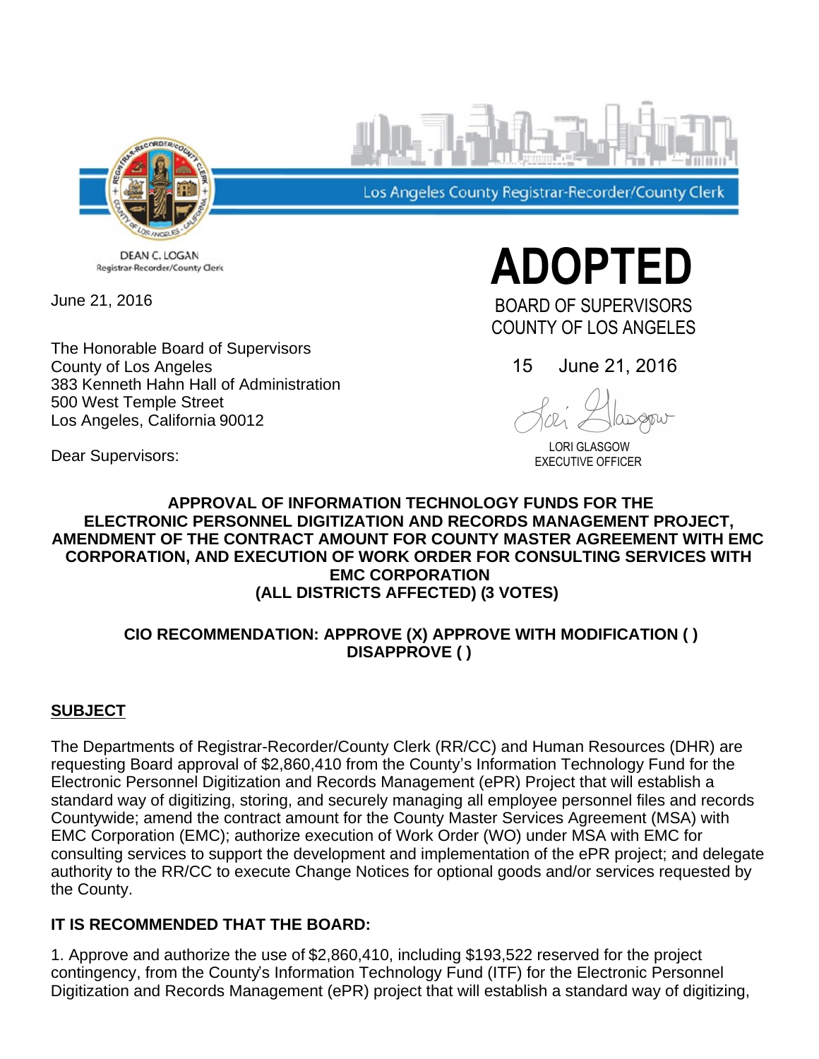Los Angeles County Registrar-Recorder/County Clerk

DEAN C. LOGAN
Registrar-Recorder/County Clerk

June 21, 2016

# ADOPTED

BOARD OF SUPERVISORS
COUNTY OF LOS ANGELES

15 June 21, 2016

LORI GLASGOW
EXECUTIVE OFFICER

The Honorable Board of Supervisors
County of Los Angeles
383 Kenneth Hahn Hall of Administration
500 West Temple Street
Los Angeles, California 90012

Dear Supervisors:

**APPROVAL OF INFORMATION TECHNOLOGY FUNDS FOR THE ELECTRONIC PERSONNEL DIGITIZATION AND RECORDS MANAGEMENT PROJECT, AMENDMENT OF THE CONTRACT AMOUNT FOR COUNTY MASTER AGREEMENT WITH EMC CORPORATION, AND EXECUTION OF WORK ORDER FOR CONSULTING SERVICES WITH EMC CORPORATION (ALL DISTRICTS AFFECTED) (3 VOTES)**

**CIO RECOMMENDATION: APPROVE (X) APPROVE WITH MODIFICATION ( ) DISAPPROVE ( )**

## SUBJECT

The Departments of Registrar-Recorder/County Clerk (RR/CC) and Human Resources (DHR) are requesting Board approval of $2,860,410 from the County's Information Technology Fund for the Electronic Personnel Digitization and Records Management (ePR) Project that will establish a standard way of digitizing, storing, and securely managing all employee personnel files and records Countywide; amend the contract amount for the County Master Services Agreement (MSA) with EMC Corporation (EMC); authorize execution of Work Order (WO) under MSA with EMC for consulting services to support the development and implementation of the ePR project; and delegate authority to the RR/CC to execute Change Notices for optional goods and/or services requested by the County.

## IT IS RECOMMENDED THAT THE BOARD:

1. Approve and authorize the use of $2,860,410, including $193,522 reserved for the project contingency, from the County's Information Technology Fund (ITF) for the Electronic Personnel Digitization and Records Management (ePR) project that will establish a standard way of digitizing,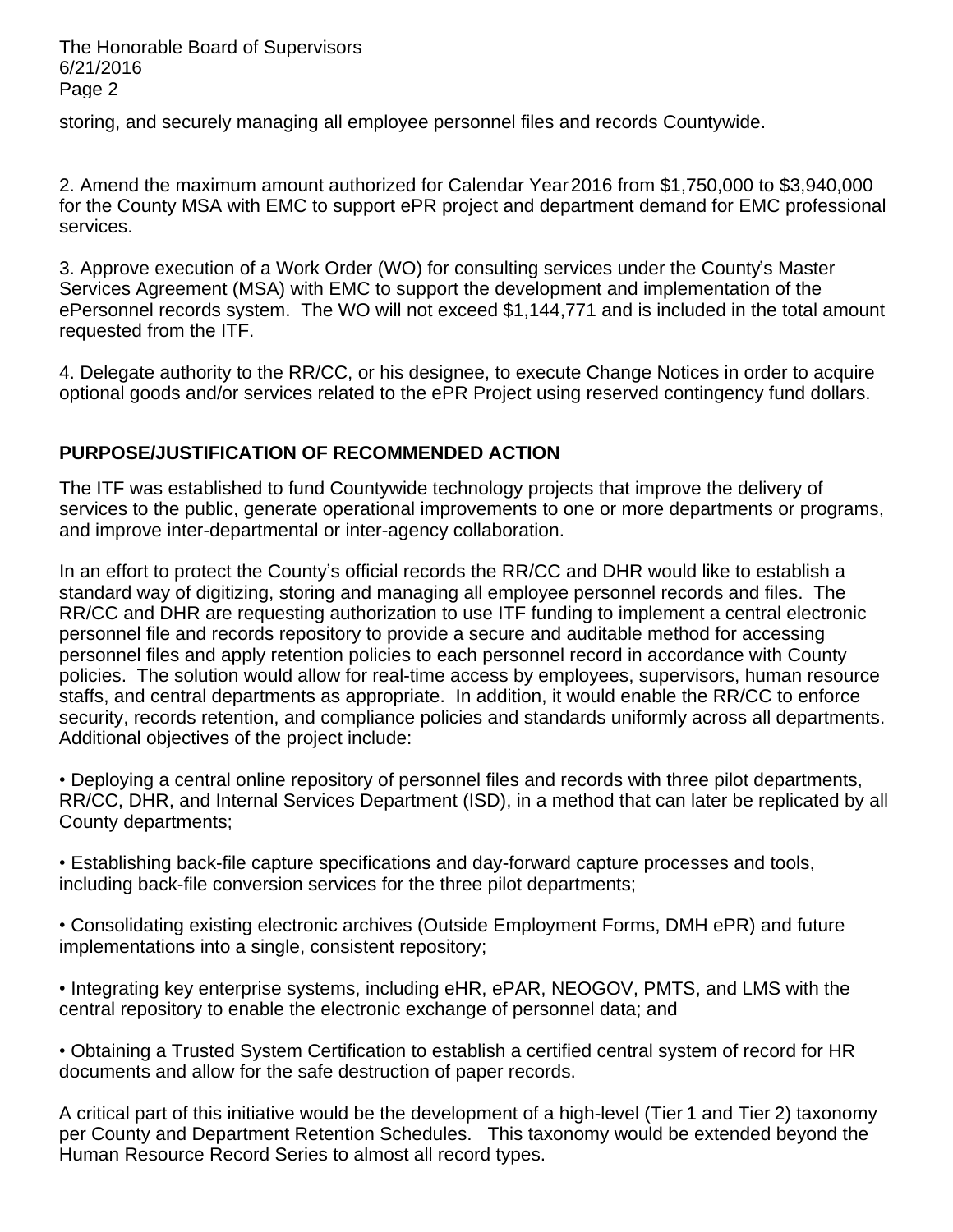storing, and securely managing all employee personnel files and records Countywide.

2. Amend the maximum amount authorized for Calendar Year 2016 from $1,750,000 to $3,940,000 for the County MSA with EMC to support ePR project and department demand for EMC professional services.

3. Approve execution of a Work Order (WO) for consulting services under the County's Master Services Agreement (MSA) with EMC to support the development and implementation of the ePersonnel records system. The WO will not exceed $1,144,771 and is included in the total amount requested from the ITF.

4. Delegate authority to the RR/CC, or his designee, to execute Change Notices in order to acquire optional goods and/or services related to the ePR Project using reserved contingency fund dollars.

## PURPOSE/JUSTIFICATION OF RECOMMENDED ACTION

The ITF was established to fund Countywide technology projects that improve the delivery of services to the public, generate operational improvements to one or more departments or programs, and improve inter-departmental or inter-agency collaboration.

In an effort to protect the County's official records the RR/CC and DHR would like to establish a standard way of digitizing, storing and managing all employee personnel records and files. The RR/CC and DHR are requesting authorization to use ITF funding to implement a central electronic personnel file and records repository to provide a secure and auditable method for accessing personnel files and apply retention policies to each personnel record in accordance with County policies. The solution would allow for real-time access by employees, supervisors, human resource staffs, and central departments as appropriate. In addition, it would enable the RR/CC to enforce security, records retention, and compliance policies and standards uniformly across all departments. Additional objectives of the project include:

- Deploying a central online repository of personnel files and records with three pilot departments, RR/CC, DHR, and Internal Services Department (ISD), in a method that can later be replicated by all County departments;

- Establishing back-file capture specifications and day-forward capture processes and tools, including back-file conversion services for the three pilot departments;

- Consolidating existing electronic archives (Outside Employment Forms, DMH ePR) and future implementations into a single, consistent repository;

- Integrating key enterprise systems, including eHR, ePAR, NEOGOV, PMTS, and LMS with the central repository to enable the electronic exchange of personnel data; and

- Obtaining a Trusted System Certification to establish a certified central system of record for HR documents and allow for the safe destruction of paper records.

A critical part of this initiative would be the development of a high-level (Tier 1 and Tier 2) taxonomy per County and Department Retention Schedules. This taxonomy would be extended beyond the Human Resource Record Series to almost all record types.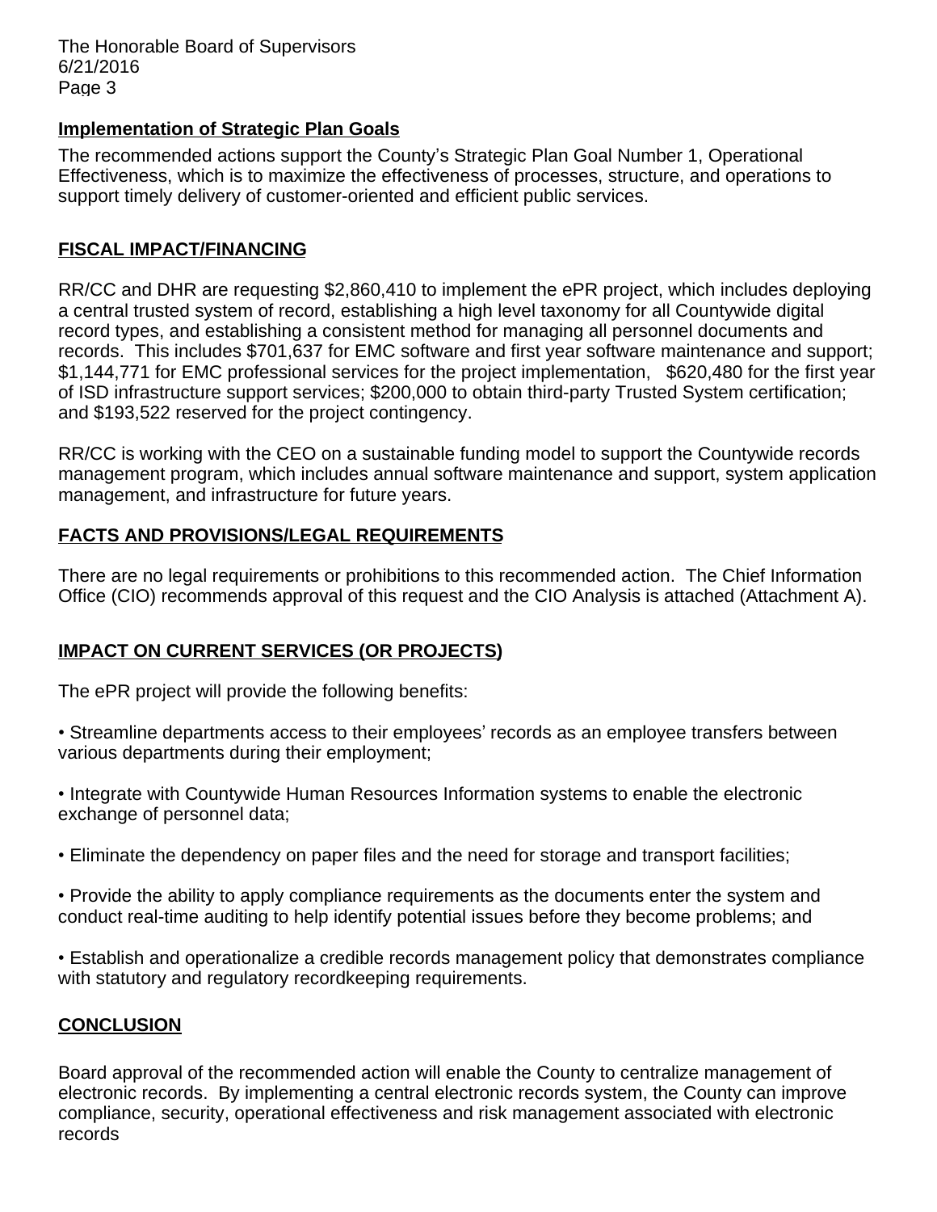**Implementation of Strategic Plan Goals**

The recommended actions support the County's Strategic Plan Goal Number 1, Operational Effectiveness, which is to maximize the effectiveness of processes, structure, and operations to support timely delivery of customer-oriented and efficient public services.

## FISCAL IMPACT/FINANCING

RR/CC and DHR are requesting $2,860,410 to implement the ePR project, which includes deploying a central trusted system of record, establishing a high level taxonomy for all Countywide digital record types, and establishing a consistent method for managing all personnel documents and records. This includes $701,637 for EMC software and first year software maintenance and support; $1,144,771 for EMC professional services for the project implementation, $620,480 for the first year of ISD infrastructure support services; $200,000 to obtain third-party Trusted System certification; and $193,522 reserved for the project contingency.

RR/CC is working with the CEO on a sustainable funding model to support the Countywide records management program, which includes annual software maintenance and support, system application management, and infrastructure for future years.

## FACTS AND PROVISIONS/LEGAL REQUIREMENTS

There are no legal requirements or prohibitions to this recommended action. The Chief Information Office (CIO) recommends approval of this request and the CIO Analysis is attached (Attachment A).

## IMPACT ON CURRENT SERVICES (OR PROJECTS)

The ePR project will provide the following benefits:

- Streamline departments access to their employees' records as an employee transfers between various departments during their employment;
- Integrate with Countywide Human Resources Information systems to enable the electronic exchange of personnel data;
- Eliminate the dependency on paper files and the need for storage and transport facilities;
- Provide the ability to apply compliance requirements as the documents enter the system and conduct real-time auditing to help identify potential issues before they become problems; and
- Establish and operationalize a credible records management policy that demonstrates compliance with statutory and regulatory recordkeeping requirements.

## CONCLUSION

Board approval of the recommended action will enable the County to centralize management of electronic records. By implementing a central electronic records system, the County can improve compliance, security, operational effectiveness and risk management associated with electronic records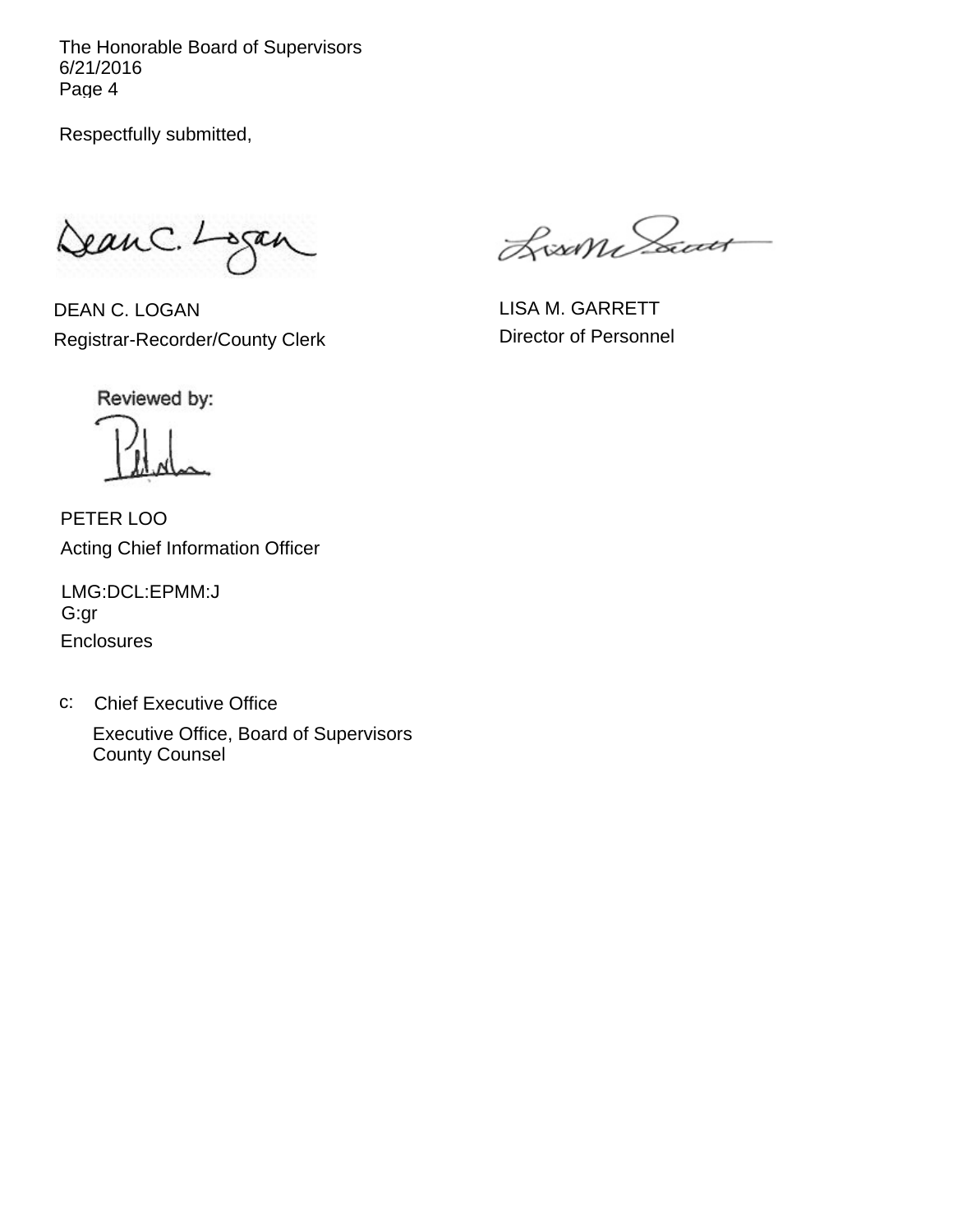The Honorable Board of Supervisors
6/21/2016
Page 4

Respectfully submitted,

DEAN C. LOGAN
Registrar-Recorder/County Clerk

LISA M. GARRETT
Director of Personnel

Reviewed by:

PETER LOO
Acting Chief Information Officer

LMG:DCL:EPMM:JG:gr

Enclosures

c: Chief Executive Office
Executive Office, Board of Supervisors
County Counsel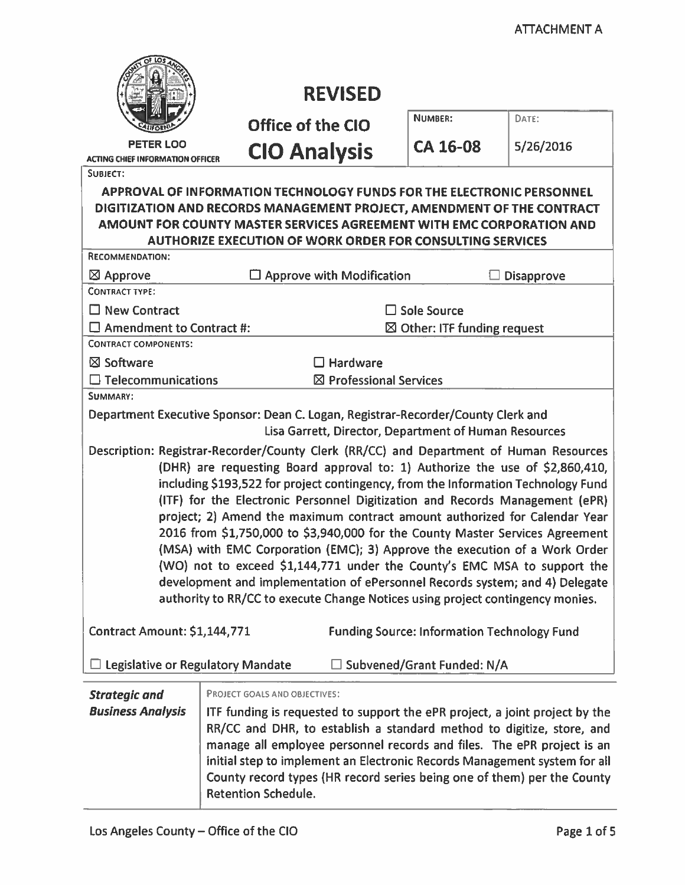ATTACHMENT A

# REVISED

**Office of the CIO**

# CIO Analysis

PETER LOO
ACTING CHIEF INFORMATION OFFICER

| NUMBER: | DATE: |
|---|---|
| **CA 16-08** | 5/26/2016 |

SUBJECT:

**APPROVAL OF INFORMATION TECHNOLOGY FUNDS FOR THE ELECTRONIC PERSONNEL DIGITIZATION AND RECORDS MANAGEMENT PROJECT, AMENDMENT OF THE CONTRACT AMOUNT FOR COUNTY MASTER SERVICES AGREEMENT WITH EMC CORPORATION AND AUTHORIZE EXECUTION OF WORK ORDER FOR CONSULTING SERVICES**

RECOMMENDATION:

☒ Approve ☐ Approve with Modification ☐ Disapprove

CONTRACT TYPE:

☐ New Contract ☐ Sole Source
☐ Amendment to Contract #: ☒ Other: ITF funding request

CONTRACT COMPONENTS:

☒ Software ☐ Hardware
☐ Telecommunications ☒ Professional Services

SUMMARY:

Department Executive Sponsor: Dean C. Logan, Registrar-Recorder/County Clerk and Lisa Garrett, Director, Department of Human Resources

Description: Registrar-Recorder/County Clerk (RR/CC) and Department of Human Resources (DHR) are requesting Board approval to: 1) Authorize the use of $2,860,410, including $193,522 for project contingency, from the Information Technology Fund (ITF) for the Electronic Personnel Digitization and Records Management (ePR) project; 2) Amend the maximum contract amount authorized for Calendar Year 2016 from $1,750,000 to $3,940,000 for the County Master Services Agreement (MSA) with EMC Corporation (EMC); 3) Approve the execution of a Work Order (WO) not to exceed $1,144,771 under the County's EMC MSA to support the development and implementation of ePersonnel Records system; and 4) Delegate authority to RR/CC to execute Change Notices using project contingency monies.

Contract Amount: $1,144,771 Funding Source: Information Technology Fund

☐ Legislative or Regulatory Mandate ☐ Subvened/Grant Funded: N/A

| | |
|---|---|
| ***Strategic and Business Analysis*** | PROJECT GOALS AND OBJECTIVES: ITF funding is requested to support the ePR project, a joint project by the RR/CC and DHR, to establish a standard method to digitize, store, and manage all employee personnel records and files. The ePR project is an initial step to implement an Electronic Records Management system for all County record types (HR record series being one of them) per the County Retention Schedule. |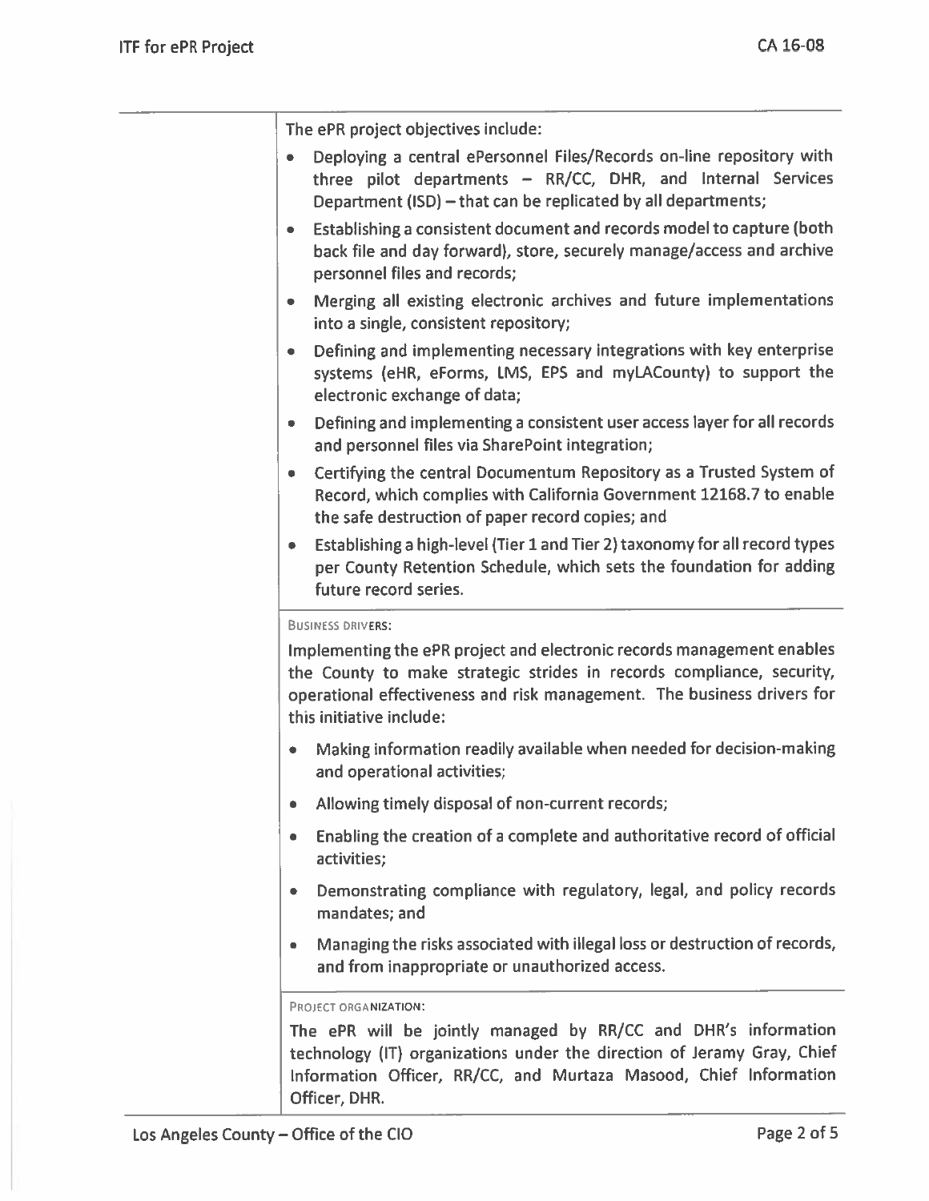The ePR project objectives include:

- Deploying a central ePersonnel Files/Records on-line repository with three pilot departments – RR/CC, DHR, and Internal Services Department (ISD) – that can be replicated by all departments;
- Establishing a consistent document and records model to capture (both back file and day forward), store, securely manage/access and archive personnel files and records;
- Merging all existing electronic archives and future implementations into a single, consistent repository;
- Defining and implementing necessary integrations with key enterprise systems (eHR, eForms, LMS, EPS and myLACounty) to support the electronic exchange of data;
- Defining and implementing a consistent user access layer for all records and personnel files via SharePoint integration;
- Certifying the central Documentum Repository as a Trusted System of Record, which complies with California Government 12168.7 to enable the safe destruction of paper record copies; and
- Establishing a high-level (Tier 1 and Tier 2) taxonomy for all record types per County Retention Schedule, which sets the foundation for adding future record series.

BUSINESS DRIVERS:

Implementing the ePR project and electronic records management enables the County to make strategic strides in records compliance, security, operational effectiveness and risk management. The business drivers for this initiative include:

- Making information readily available when needed for decision-making and operational activities;
- Allowing timely disposal of non-current records;
- Enabling the creation of a complete and authoritative record of official activities;
- Demonstrating compliance with regulatory, legal, and policy records mandates; and
- Managing the risks associated with illegal loss or destruction of records, and from inappropriate or unauthorized access.

PROJECT ORGANIZATION:

The ePR will be jointly managed by RR/CC and DHR's information technology (IT) organizations under the direction of Jeramy Gray, Chief Information Officer, RR/CC, and Murtaza Masood, Chief Information Officer, DHR.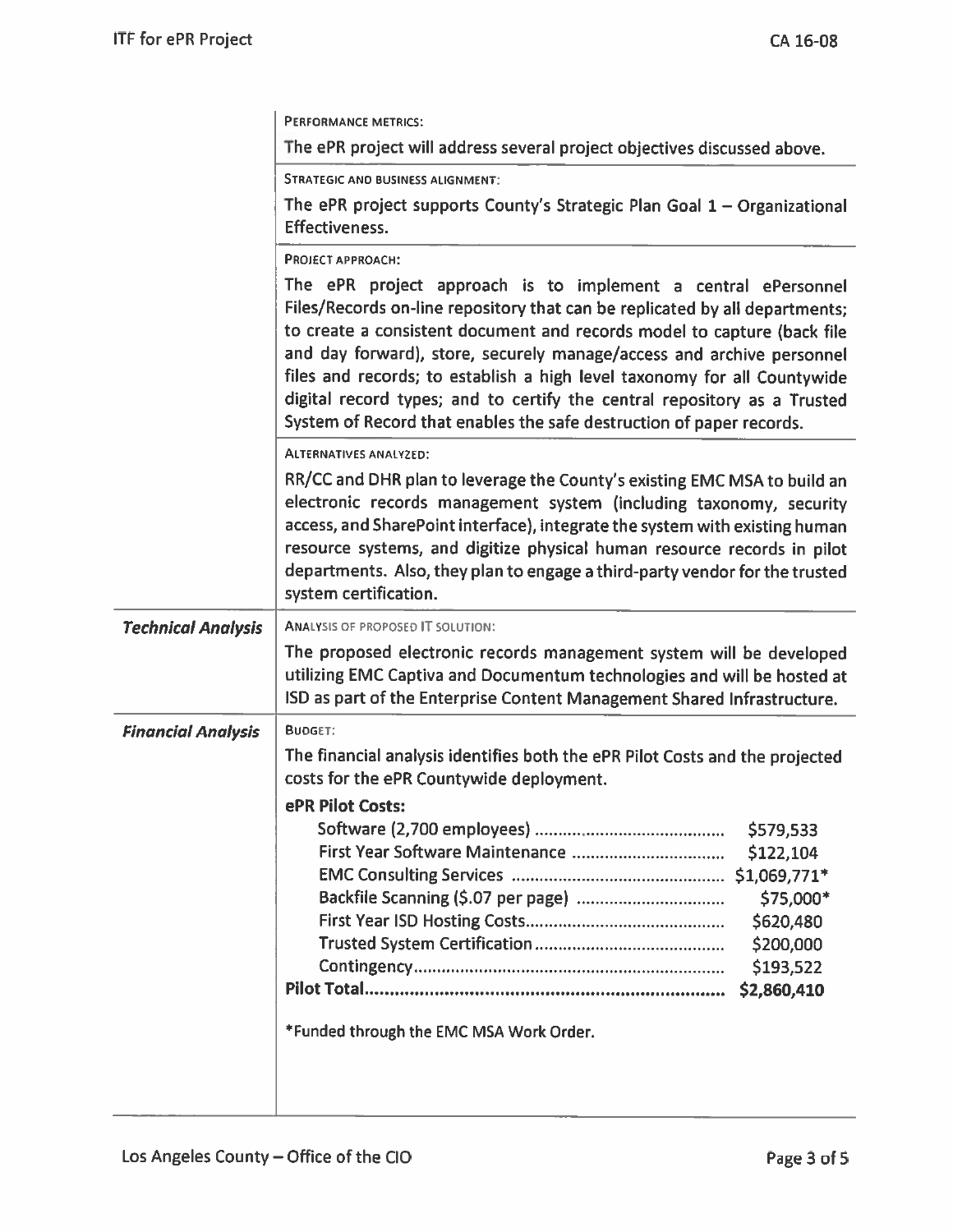**PERFORMANCE METRICS:**

The ePR project will address several project objectives discussed above.

**STRATEGIC AND BUSINESS ALIGNMENT:**

The ePR project supports County's Strategic Plan Goal 1 – Organizational Effectiveness.

**PROJECT APPROACH:**

The ePR project approach is to implement a central ePersonnel Files/Records on-line repository that can be replicated by all departments; to create a consistent document and records model to capture (back file and day forward), store, securely manage/access and archive personnel files and records; to establish a high level taxonomy for all Countywide digital record types; and to certify the central repository as a Trusted System of Record that enables the safe destruction of paper records.

**ALTERNATIVES ANALYZED:**

RR/CC and DHR plan to leverage the County's existing EMC MSA to build an electronic records management system (including taxonomy, security access, and SharePoint interface), integrate the system with existing human resource systems, and digitize physical human resource records in pilot departments. Also, they plan to engage a third-party vendor for the trusted system certification.

***Technical Analysis***

**ANALYSIS OF PROPOSED IT SOLUTION:**

The proposed electronic records management system will be developed utilizing EMC Captiva and Documentum technologies and will be hosted at ISD as part of the Enterprise Content Management Shared Infrastructure.

***Financial Analysis***

**BUDGET:**

The financial analysis identifies both the ePR Pilot Costs and the projected costs for the ePR Countywide deployment.

**ePR Pilot Costs:**

| Item | Cost |
|---|---|
| Software (2,700 employees) | $579,533 |
| First Year Software Maintenance | $122,104 |
| EMC Consulting Services | $1,069,771* |
| Backfile Scanning ($.07 per page) | $75,000* |
| First Year ISD Hosting Costs | $620,480 |
| Trusted System Certification | $200,000 |
| Contingency | $193,522 |
| **Pilot Total** | **$2,860,410** |

*Funded through the EMC MSA Work Order.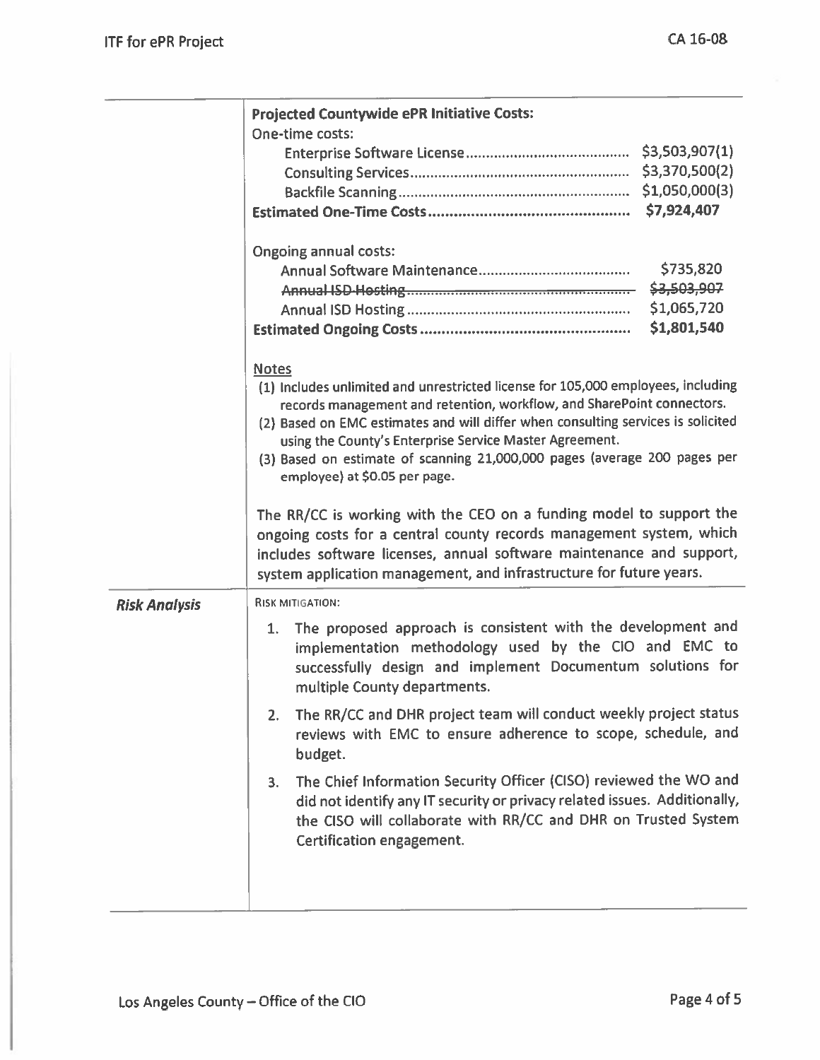| | |
|---|---|
| | **Projected Countywide ePR Initiative Costs:**<br>One-time costs:<br>Enterprise Software License........................................ $3,503,907(1)<br>Consulting Services...................................................... $3,370,500(2)<br>Backfile Scanning......................................................... $1,050,000(3)<br>**Estimated One-Time Costs.............................................. $7,924,407**<br><br>Ongoing annual costs:<br>Annual Software Maintenance..................................... $735,820<br>~~Annual ISD Hosting...................................................... $3,503,907~~<br>Annual ISD Hosting....................................................... $1,065,720<br>**Estimated Ongoing Costs................................................ $1,801,540**<br><br>Notes<br>(1) Includes unlimited and unrestricted license for 105,000 employees, including records management and retention, workflow, and SharePoint connectors.<br>(2) Based on EMC estimates and will differ when consulting services is solicited using the County's Enterprise Service Master Agreement.<br>(3) Based on estimate of scanning 21,000,000 pages (average 200 pages per employee) at $0.05 per page.<br><br>The RR/CC is working with the CEO on a funding model to support the ongoing costs for a central county records management system, which includes software licenses, annual software maintenance and support, system application management, and infrastructure for future years. |
| ***Risk Analysis*** | RISK MITIGATION:<br>1. The proposed approach is consistent with the development and implementation methodology used by the CIO and EMC to successfully design and implement Documentum solutions for multiple County departments.<br>2. The RR/CC and DHR project team will conduct weekly project status reviews with EMC to ensure adherence to scope, schedule, and budget.<br>3. The Chief Information Security Officer (CISO) reviewed the WO and did not identify any IT security or privacy related issues. Additionally, the CISO will collaborate with RR/CC and DHR on Trusted System Certification engagement. |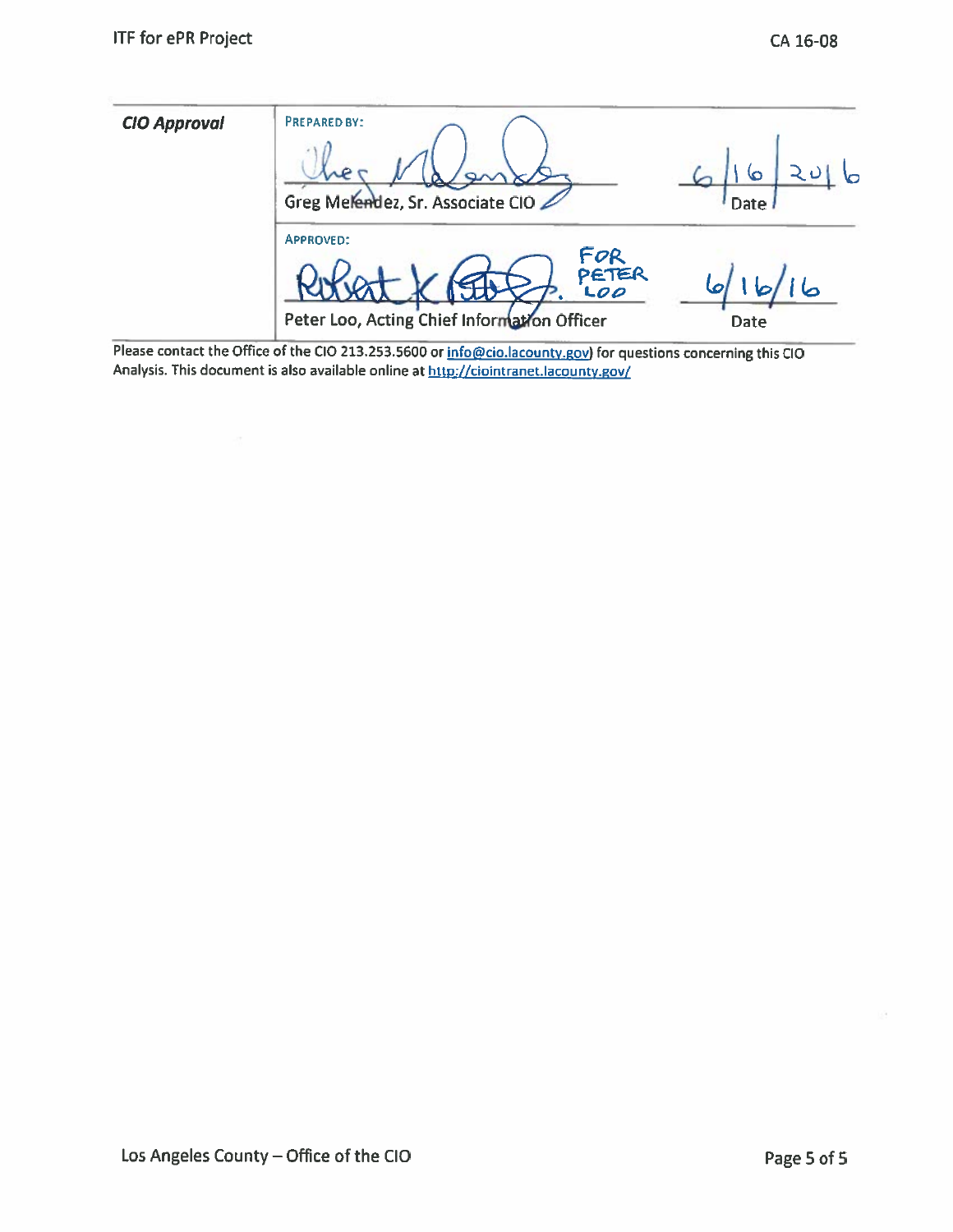| | | |
|---|---|---|
| ***CIO Approval*** | PREPARED BY: | |
| | Greg Melendez, Sr. Associate CIO | 6/16/2016 Date |
| | APPROVED: FOR PETER LOO | |
| | Peter Loo, Acting Chief Information Officer | 6/16/16 Date |

Please contact the Office of the CIO 213.253.5600 or info@cio.lacounty.gov) for questions concerning this CIO Analysis. This document is also available online at http://ciointranet.lacounty.gov/